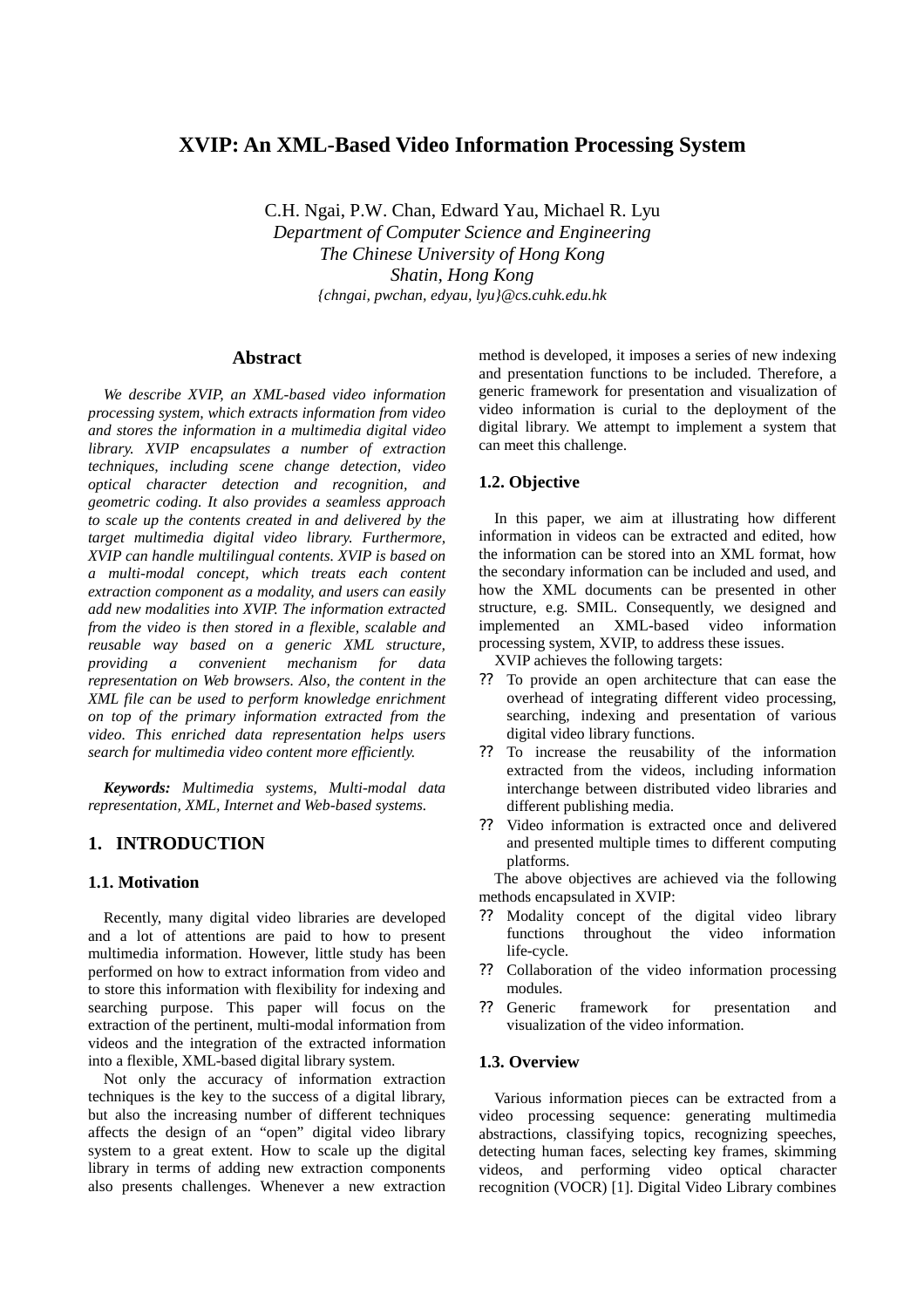# XVIP: An XML-Based Video Information Processing System

C.H. Ngai, P.W. Chan, Edward Yau, Michael R. Lyu
*Department of Computer Science and Engineering*
*The Chinese University of Hong Kong*
*Shatin, Hong Kong*
*{chngai, pwchan, edyau, lyu}@cs.cuhk.edu.hk*

## Abstract

*We describe XVIP, an XML-based video information processing system, which extracts information from video and stores the information in a multimedia digital video library. XVIP encapsulates a number of extraction techniques, including scene change detection, video optical character detection and recognition, and geometric coding. It also provides a seamless approach to scale up the contents created in and delivered by the target multimedia digital video library. Furthermore, XVIP can handle multilingual contents. XVIP is based on a multi-modal concept, which treats each content extraction component as a modality, and users can easily add new modalities into XVIP. The information extracted from the video is then stored in a flexible, scalable and reusable way based on a generic XML structure, providing a convenient mechanism for data representation on Web browsers. Also, the content in the XML file can be used to perform knowledge enrichment on top of the primary information extracted from the video. This enriched data representation helps users search for multimedia video content more efficiently.*

***Keywords:*** *Multimedia systems, Multi-modal data representation, XML, Internet and Web-based systems.*

## 1. INTRODUCTION

### 1.1. Motivation

Recently, many digital video libraries are developed and a lot of attentions are paid to how to present multimedia information. However, little study has been performed on how to extract information from video and to store this information with flexibility for indexing and searching purpose. This paper will focus on the extraction of the pertinent, multi-modal information from videos and the integration of the extracted information into a flexible, XML-based digital library system.

Not only the accuracy of information extraction techniques is the key to the success of a digital library, but also the increasing number of different techniques affects the design of an "open" digital video library system to a great extent. How to scale up the digital library in terms of adding new extraction components also presents challenges. Whenever a new extraction method is developed, it imposes a series of new indexing and presentation functions to be included. Therefore, a generic framework for presentation and visualization of video information is curial to the deployment of the digital library. We attempt to implement a system that can meet this challenge.

### 1.2. Objective

In this paper, we aim at illustrating how different information in videos can be extracted and edited, how the information can be stored into an XML format, how the secondary information can be included and used, and how the XML documents can be presented in other structure, e.g. SMIL. Consequently, we designed and implemented an XML-based video information processing system, XVIP, to address these issues.

XVIP achieves the following targets:

- To provide an open architecture that can ease the overhead of integrating different video processing, searching, indexing and presentation of various digital video library functions.
- To increase the reusability of the information extracted from the videos, including information interchange between distributed video libraries and different publishing media.
- Video information is extracted once and delivered and presented multiple times to different computing platforms.

The above objectives are achieved via the following methods encapsulated in XVIP:

- Modality concept of the digital video library functions throughout the video information life-cycle.
- Collaboration of the video information processing modules.
- Generic framework for presentation and visualization of the video information.

### 1.3. Overview

Various information pieces can be extracted from a video processing sequence: generating multimedia abstractions, classifying topics, recognizing speeches, detecting human faces, selecting key frames, skimming videos, and performing video optical character recognition (VOCR) [1]. Digital Video Library combines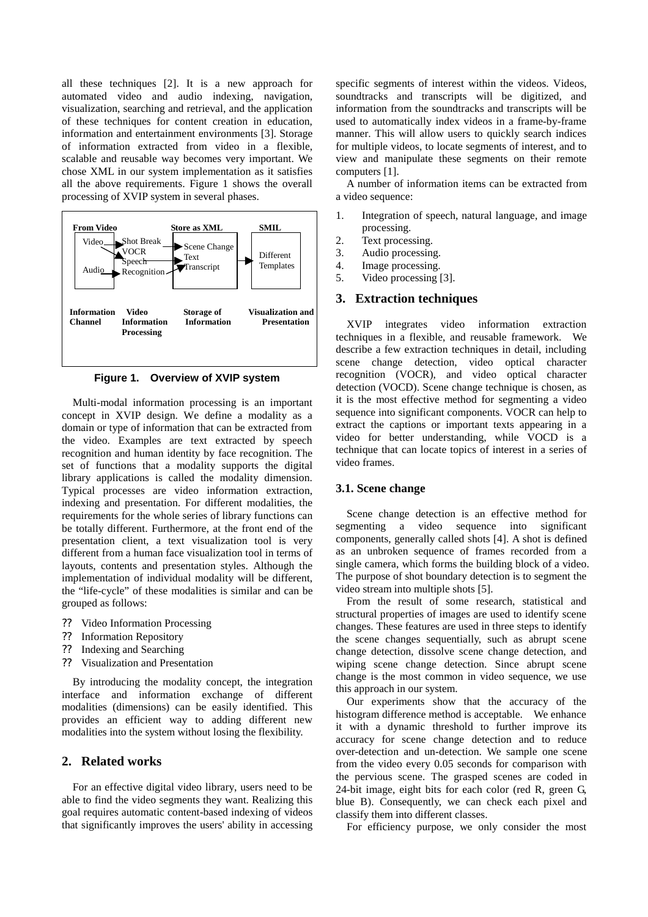all these techniques [2]. It is a new approach for automated video and audio indexing, navigation, visualization, searching and retrieval, and the application of these techniques for content creation in education, information and entertainment environments [3]. Storage of information extracted from video in a flexible, scalable and reusable way becomes very important. We chose XML in our system implementation as it satisfies all the above requirements. Figure 1 shows the overall processing of XVIP system in several phases.

**Figure 1. Overview of XVIP system**

Multi-modal information processing is an important concept in XVIP design. We define a modality as a domain or type of information that can be extracted from the video. Examples are text extracted by speech recognition and human identity by face recognition. The set of functions that a modality supports the digital library applications is called the modality dimension. Typical processes are video information extraction, indexing and presentation. For different modalities, the requirements for the whole series of library functions can be totally different. Furthermore, at the front end of the presentation client, a text visualization tool is very different from a human face visualization tool in terms of layouts, contents and presentation styles. Although the implementation of individual modality will be different, the "life-cycle" of these modalities is similar and can be grouped as follows:

- Video Information Processing
- Information Repository
- Indexing and Searching
- Visualization and Presentation

By introducing the modality concept, the integration interface and information exchange of different modalities (dimensions) can be easily identified. This provides an efficient way to adding different new modalities into the system without losing the flexibility.

## 2. Related works

For an effective digital video library, users need to be able to find the video segments they want. Realizing this goal requires automatic content-based indexing of videos that significantly improves the users' ability in accessing specific segments of interest within the videos. Videos, soundtracks and transcripts will be digitized, and information from the soundtracks and transcripts will be used to automatically index videos in a frame-by-frame manner. This will allow users to quickly search indices for multiple videos, to locate segments of interest, and to view and manipulate these segments on their remote computers [1].

A number of information items can be extracted from a video sequence:

1. Integration of speech, natural language, and image processing.
2. Text processing.
3. Audio processing.
4. Image processing.
5. Video processing [3].

## 3. Extraction techniques

XVIP integrates video information extraction techniques in a flexible, and reusable framework. We describe a few extraction techniques in detail, including scene change detection, video optical character recognition (VOCR), and video optical character detection (VOCD). Scene change technique is chosen, as it is the most effective method for segmenting a video sequence into significant components. VOCR can help to extract the captions or important texts appearing in a video for better understanding, while VOCD is a technique that can locate topics of interest in a series of video frames.

### 3.1. Scene change

Scene change detection is an effective method for segmenting a video sequence into significant components, generally called shots [4]. A shot is defined as an unbroken sequence of frames recorded from a single camera, which forms the building block of a video. The purpose of shot boundary detection is to segment the video stream into multiple shots [5].

From the result of some research, statistical and structural properties of images are used to identify scene changes. These features are used in three steps to identify the scene changes sequentially, such as abrupt scene change detection, dissolve scene change detection, and wiping scene change detection. Since abrupt scene change is the most common in video sequence, we use this approach in our system.

Our experiments show that the accuracy of the histogram difference method is acceptable. We enhance it with a dynamic threshold to further improve its accuracy for scene change detection and to reduce over-detection and un-detection. We sample one scene from the video every 0.05 seconds for comparison with the pervious scene. The grasped scenes are coded in 24-bit image, eight bits for each color (red R, green G, blue B). Consequently, we can check each pixel and classify them into different classes.

For efficiency purpose, we only consider the most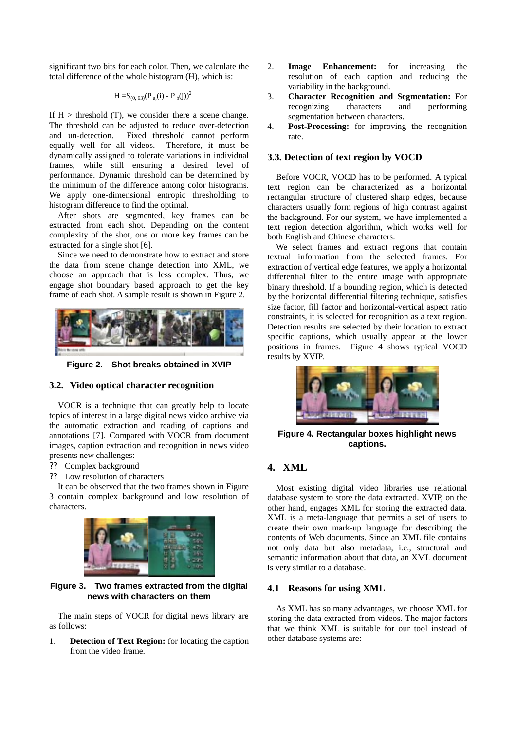significant two bits for each color. Then, we calculate the total difference of the whole histogram (H), which is:

$$H = S_{(0,63)}(P_a(i) - P_b(j))^2$$

If H > threshold (T), we consider there a scene change. The threshold can be adjusted to reduce over-detection and un-detection. Fixed threshold cannot perform equally well for all videos. Therefore, it must be dynamically assigned to tolerate variations in individual frames, while still ensuring a desired level of performance. Dynamic threshold can be determined by the minimum of the difference among color histograms. We apply one-dimensional entropic thresholding to histogram difference to find the optimal.

After shots are segmented, key frames can be extracted from each shot. Depending on the content complexity of the shot, one or more key frames can be extracted for a single shot [6].

Since we need to demonstrate how to extract and store the data from scene change detection into XML, we choose an approach that is less complex. Thus, we engage shot boundary based approach to get the key frame of each shot. A sample result is shown in Figure 2.

**Figure 2. Shot breaks obtained in XVIP**

### 3.2. Video optical character recognition

VOCR is a technique that can greatly help to locate topics of interest in a large digital news video archive via the automatic extraction and reading of captions and annotations [7]. Compared with VOCR from document images, caption extraction and recognition in news video presents new challenges:

?? Complex background

?? Low resolution of characters

It can be observed that the two frames shown in Figure 3 contain complex background and low resolution of characters.

**Figure 3. Two frames extracted from the digital news with characters on them**

The main steps of VOCR for digital news library are as follows:

1. **Detection of Text Region:** for locating the caption from the video frame.
2. **Image Enhancement:** for increasing the resolution of each caption and reducing the variability in the background.
3. **Character Recognition and Segmentation:** For recognizing characters and performing segmentation between characters.
4. **Post-Processing:** for improving the recognition rate.

### 3.3. Detection of text region by VOCD

Before VOCR, VOCD has to be performed. A typical text region can be characterized as a horizontal rectangular structure of clustered sharp edges, because characters usually form regions of high contrast against the background. For our system, we have implemented a text region detection algorithm, which works well for both English and Chinese characters.

We select frames and extract regions that contain textual information from the selected frames. For extraction of vertical edge features, we apply a horizontal differential filter to the entire image with appropriate binary threshold. If a bounding region, which is detected by the horizontal differential filtering technique, satisfies size factor, fill factor and horizontal-vertical aspect ratio constraints, it is selected for recognition as a text region. Detection results are selected by their location to extract specific captions, which usually appear at the lower positions in frames. Figure 4 shows typical VOCD results by XVIP.

**Figure 4. Rectangular boxes highlight news captions.**

## 4. XML

Most existing digital video libraries use relational database system to store the data extracted. XVIP, on the other hand, engages XML for storing the extracted data. XML is a meta-language that permits a set of users to create their own mark-up language for describing the contents of Web documents. Since an XML file contains not only data but also metadata, i.e., structural and semantic information about that data, an XML document is very similar to a database.

### 4.1 Reasons for using XML

As XML has so many advantages, we choose XML for storing the data extracted from videos. The major factors that we think XML is suitable for our tool instead of other database systems are: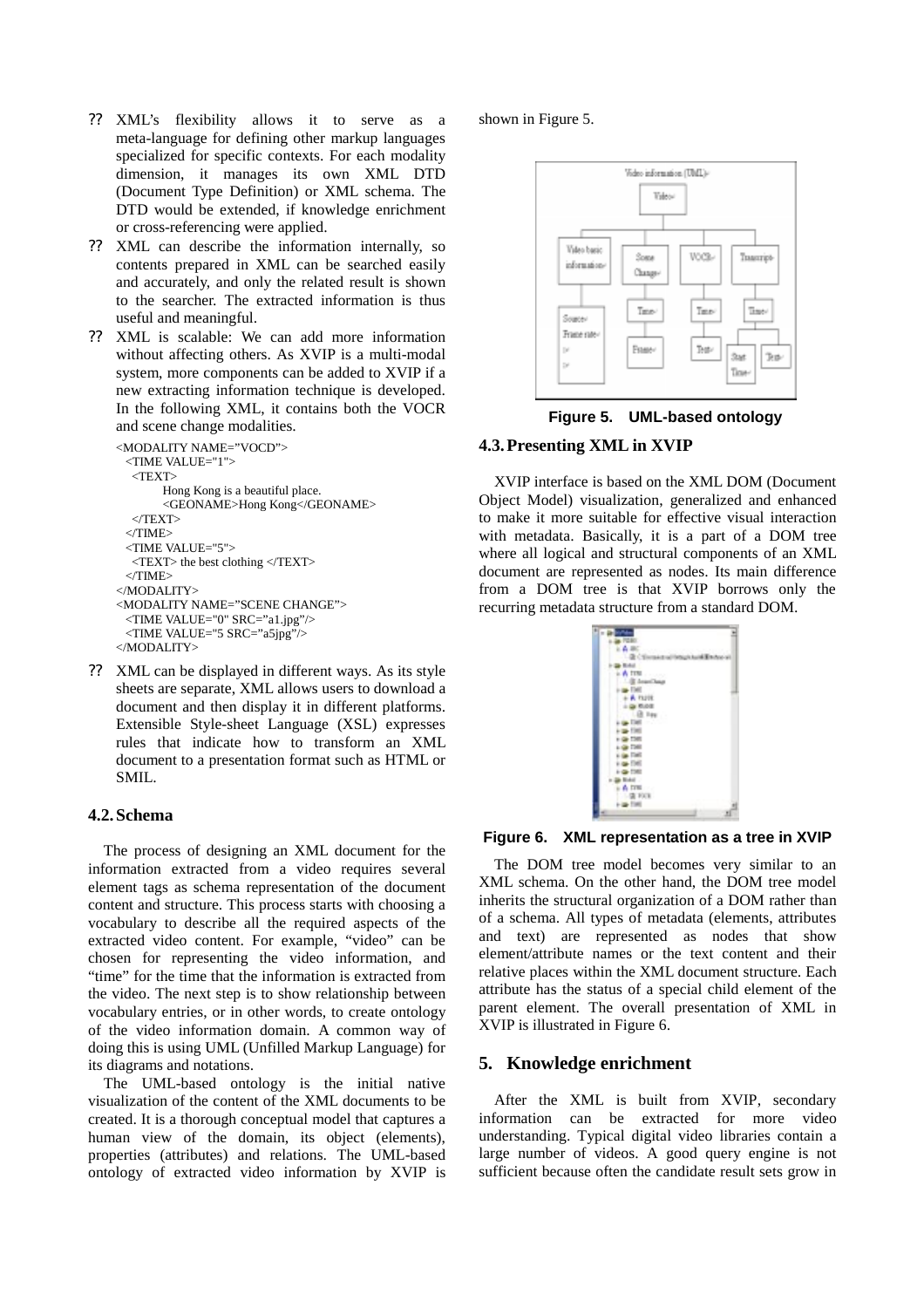- ?? XML's flexibility allows it to serve as a meta-language for defining other markup languages specialized for specific contexts. For each modality dimension, it manages its own XML DTD (Document Type Definition) or XML schema. The DTD would be extended, if knowledge enrichment or cross-referencing were applied.
- ?? XML can describe the information internally, so contents prepared in XML can be searched easily and accurately, and only the related result is shown to the searcher. The extracted information is thus useful and meaningful.
- ?? XML is scalable: We can add more information without affecting others. As XVIP is a multi-modal system, more components can be added to XVIP if a new extracting information technique is developed. In the following XML, it contains both the VOCR and scene change modalities.

```
<MODALITY NAME="VOCD">
  <TIME VALUE="1">
   <TEXT>
        Hong Kong is a beautiful place.
        <GEONAME>Hong Kong</GEONAME>
   </TEXT>
  </TIME>
  <TIME VALUE="5">
   <TEXT> the best clothing </TEXT>
  </TIME>
</MODALITY>
<MODALITY NAME="SCENE CHANGE">
  <TIME VALUE="0" SRC="a1.jpg"/>
  <TIME VALUE="5 SRC="a5jpg"/>
</MODALITY>
```

- ?? XML can be displayed in different ways. As its style sheets are separate, XML allows users to download a document and then display it in different platforms. Extensible Style-sheet Language (XSL) expresses rules that indicate how to transform an XML document to a presentation format such as HTML or SMIL.

### 4.2. Schema

The process of designing an XML document for the information extracted from a video requires several element tags as schema representation of the document content and structure. This process starts with choosing a vocabulary to describe all the required aspects of the extracted video content. For example, "video" can be chosen for representing the video information, and "time" for the time that the information is extracted from the video. The next step is to show relationship between vocabulary entries, or in other words, to create ontology of the video information domain. A common way of doing this is using UML (Unfilled Markup Language) for its diagrams and notations.

The UML-based ontology is the initial native visualization of the content of the XML documents to be created. It is a thorough conceptual model that captures a human view of the domain, its object (elements), properties (attributes) and relations. The UML-based ontology of extracted video information by XVIP is shown in Figure 5.

Video information (UML)
Video
Video basic information
Scene Change
VOCR
Transcripts
Source
Frame rate
Time
Time
Time
Frame
Text
Start Time
Text

**Figure 5. UML-based ontology**

### 4.3. Presenting XML in XVIP

XVIP interface is based on the XML DOM (Document Object Model) visualization, generalized and enhanced to make it more suitable for effective visual interaction with metadata. Basically, it is a part of a DOM tree where all logical and structural components of an XML document are represented as nodes. Its main difference from a DOM tree is that XVIP borrows only the recurring metadata structure from a standard DOM.

**Figure 6. XML representation as a tree in XVIP**

The DOM tree model becomes very similar to an XML schema. On the other hand, the DOM tree model inherits the structural organization of a DOM rather than of a schema. All types of metadata (elements, attributes and text) are represented as nodes that show element/attribute names or the text content and their relative places within the XML document structure. Each attribute has the status of a special child element of the parent element. The overall presentation of XML in XVIP is illustrated in Figure 6.

## 5. Knowledge enrichment

After the XML is built from XVIP, secondary information can be extracted for more video understanding. Typical digital video libraries contain a large number of videos. A good query engine is not sufficient because often the candidate result sets grow in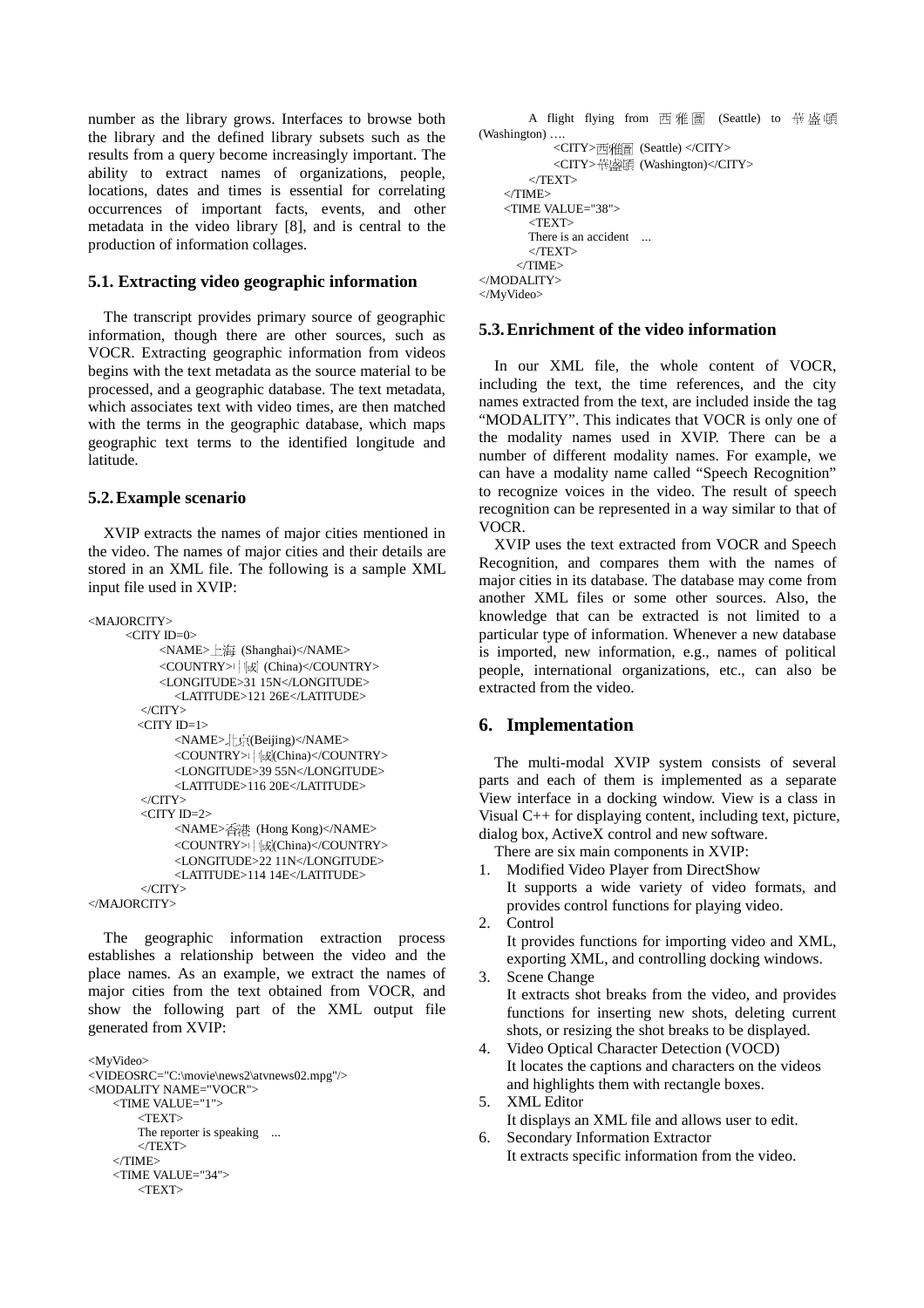number as the library grows. Interfaces to browse both the library and the defined library subsets such as the results from a query become increasingly important. The ability to extract names of organizations, people, locations, dates and times is essential for correlating occurrences of important facts, events, and other metadata in the video library [8], and is central to the production of information collages.

### 5.1. Extracting video geographic information

The transcript provides primary source of geographic information, though there are other sources, such as VOCR. Extracting geographic information from videos begins with the text metadata as the source material to be processed, and a geographic database. The text metadata, which associates text with video times, are then matched with the terms in the geographic database, which maps geographic text terms to the identified longitude and latitude.

### 5.2. Example scenario

XVIP extracts the names of major cities mentioned in the video. The names of major cities and their details are stored in an XML file. The following is a sample XML input file used in XVIP:

```
<MAJORCITY>
    <CITY ID=0>
        <NAME>上海 (Shanghai)</NAME>
        <COUNTRY>中國 (China)</COUNTRY>
        <LONGITUDE>31 15N</LONGITUDE>
            <LATITUDE>121 26E</LATITUDE>
     </CITY>
    <CITY ID=1>
        <NAME>北京(Beijing)</NAME>
        <COUNTRY>中國(China)</COUNTRY>
        <LONGITUDE>39 55N</LONGITUDE>
        <LATITUDE>116 20E</LATITUDE>
     </CITY>
     <CITY ID=2>
        <NAME>香港 (Hong Kong)</NAME>
        <COUNTRY>中國(China)</COUNTRY>
        <LONGITUDE>22 11N</LONGITUDE>
        <LATITUDE>114 14E</LATITUDE>
     </CITY>
</MAJORCITY>
```

The geographic information extraction process establishes a relationship between the video and the place names. As an example, we extract the names of major cities from the text obtained from VOCR, and show the following part of the XML output file generated from XVIP:

```
<MyVideo>
<VIDEOSRC="C:\movie\news2\atvnews02.mpg"/>
<MODALITY NAME="VOCR">
    <TIME VALUE="1">
        <TEXT>
        The reporter is speaking   ...
        </TEXT>
    </TIME>
    <TIME VALUE="34">
        <TEXT>
        A flight flying from 西雅圖 (Seattle) to 華盛頓 (Washington) ….
            <CITY>西雅圖 (Seattle) </CITY>
            <CITY>華盛頓 (Washington)</CITY>
        </TEXT>
    </TIME>
    <TIME VALUE="38">
        <TEXT>
        There is an accident   ...
        </TEXT>
    </TIME>
</MODALITY>
</MyVideo>
```

### 5.3. Enrichment of the video information

In our XML file, the whole content of VOCR, including the text, the time references, and the city names extracted from the text, are included inside the tag "MODALITY". This indicates that VOCR is only one of the modality names used in XVIP. There can be a number of different modality names. For example, we can have a modality name called "Speech Recognition" to recognize voices in the video. The result of speech recognition can be represented in a way similar to that of VOCR.

XVIP uses the text extracted from VOCR and Speech Recognition, and compares them with the names of major cities in its database. The database may come from another XML files or some other sources. Also, the knowledge that can be extracted is not limited to a particular type of information. Whenever a new database is imported, new information, e.g., names of political people, international organizations, etc., can also be extracted from the video.

## 6. Implementation

The multi-modal XVIP system consists of several parts and each of them is implemented as a separate View interface in a docking window. View is a class in Visual C++ for displaying content, including text, picture, dialog box, ActiveX control and new software.

There are six main components in XVIP:

1. Modified Video Player from DirectShow
   It supports a wide variety of video formats, and provides control functions for playing video.
2. Control
   It provides functions for importing video and XML, exporting XML, and controlling docking windows.
3. Scene Change
   It extracts shot breaks from the video, and provides functions for inserting new shots, deleting current shots, or resizing the shot breaks to be displayed.
4. Video Optical Character Detection (VOCD)
   It locates the captions and characters on the videos and highlights them with rectangle boxes.
5. XML Editor
   It displays an XML file and allows user to edit.
6. Secondary Information Extractor
   It extracts specific information from the video.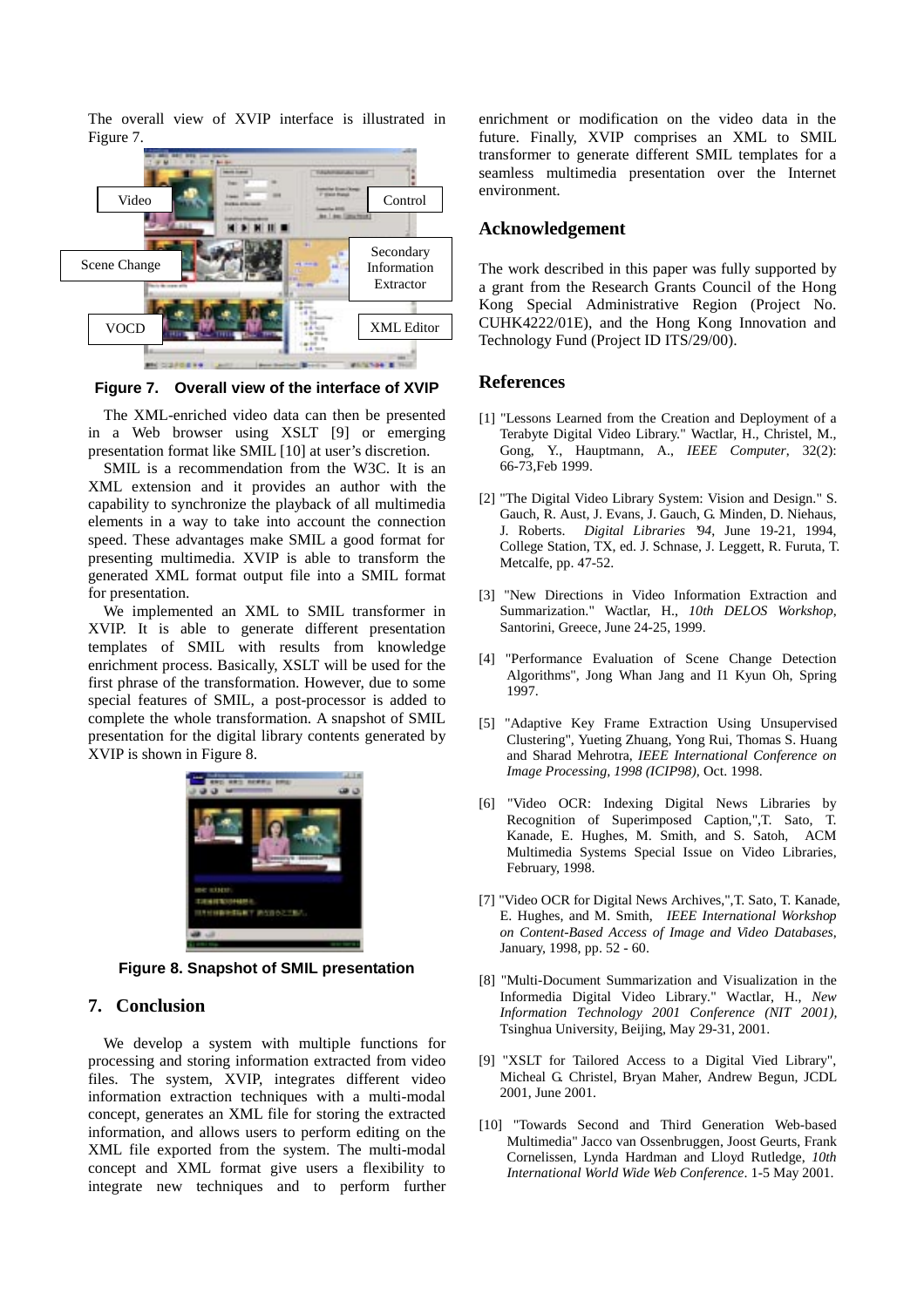The overall view of XVIP interface is illustrated in Figure 7.

Video

Control

Scene Change

Secondary Information Extractor

VOCD

XML Editor

**Figure 7. Overall view of the interface of XVIP**

The XML-enriched video data can then be presented in a Web browser using XSLT [9] or emerging presentation format like SMIL [10] at user's discretion.

SMIL is a recommendation from the W3C. It is an XML extension and it provides an author with the capability to synchronize the playback of all multimedia elements in a way to take into account the connection speed. These advantages make SMIL a good format for presenting multimedia. XVIP is able to transform the generated XML format output file into a SMIL format for presentation.

We implemented an XML to SMIL transformer in XVIP. It is able to generate different presentation templates of SMIL with results from knowledge enrichment process. Basically, XSLT will be used for the first phrase of the transformation. However, due to some special features of SMIL, a post-processor is added to complete the whole transformation. A snapshot of SMIL presentation for the digital library contents generated by XVIP is shown in Figure 8.

**Figure 8. Snapshot of SMIL presentation**

## 7. Conclusion

We develop a system with multiple functions for processing and storing information extracted from video files. The system, XVIP, integrates different video information extraction techniques with a multi-modal concept, generates an XML file for storing the extracted information, and allows users to perform editing on the XML file exported from the system. The multi-modal concept and XML format give users a flexibility to integrate new techniques and to perform further enrichment or modification on the video data in the future. Finally, XVIP comprises an XML to SMIL transformer to generate different SMIL templates for a seamless multimedia presentation over the Internet environment.

## Acknowledgement

The work described in this paper was fully supported by a grant from the Research Grants Council of the Hong Kong Special Administrative Region (Project No. CUHK4222/01E), and the Hong Kong Innovation and Technology Fund (Project ID ITS/29/00).

## References

[1] "Lessons Learned from the Creation and Deployment of a Terabyte Digital Video Library." Wactlar, H., Christel, M., Gong, Y., Hauptmann, A., *IEEE Computer*, 32(2): 66-73,Feb 1999.

[2] "The Digital Video Library System: Vision and Design." S. Gauch, R. Aust, J. Evans, J. Gauch, G. Minden, D. Niehaus, J. Roberts. *Digital Libraries '94*, June 19-21, 1994, College Station, TX, ed. J. Schnase, J. Leggett, R. Furuta, T. Metcalfe, pp. 47-52.

[3] "New Directions in Video Information Extraction and Summarization." Wactlar, H., *10th DELOS Workshop*, Santorini, Greece, June 24-25, 1999.

[4] "Performance Evaluation of Scene Change Detection Algorithms", Jong Whan Jang and I1 Kyun Oh, Spring 1997.

[5] "Adaptive Key Frame Extraction Using Unsupervised Clustering", Yueting Zhuang, Yong Rui, Thomas S. Huang and Sharad Mehrotra, *IEEE International Conference on Image Processing, 1998 (ICIP98)*, Oct. 1998.

[6] "Video OCR: Indexing Digital News Libraries by Recognition of Superimposed Caption,",T. Sato, T. Kanade, E. Hughes, M. Smith, and S. Satoh, ACM Multimedia Systems Special Issue on Video Libraries, February, 1998.

[7] "Video OCR for Digital News Archives,",T. Sato, T. Kanade, E. Hughes, and M. Smith, *IEEE International Workshop on Content-Based Access of Image and Video Databases*, January, 1998, pp. 52 - 60.

[8] "Multi-Document Summarization and Visualization in the Informedia Digital Video Library." Wactlar, H., *New Information Technology 2001 Conference (NIT 2001)*, Tsinghua University, Beijing, May 29-31, 2001.

[9] "XSLT for Tailored Access to a Digital Vied Library", Micheal G. Christel, Bryan Maher, Andrew Begun, JCDL 2001, June 2001.

[10] "Towards Second and Third Generation Web-based Multimedia" Jacco van Ossenbruggen, Joost Geurts, Frank Cornelissen, Lynda Hardman and Lloyd Rutledge, *10th International World Wide Web Conference*. 1-5 May 2001.